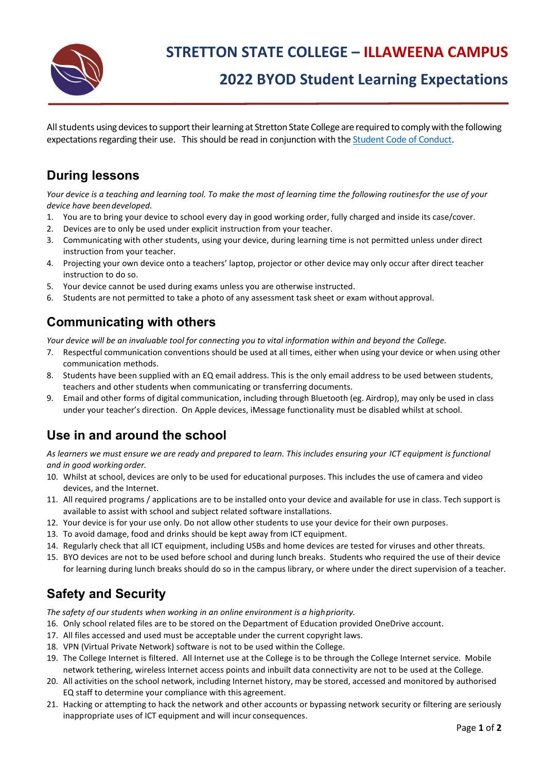# STRETTON STATE COLLEGE – ILLAWEENA CAMPUS

## 2022 BYOD Student Learning Expectations

All students using devices to support their learning at Stretton State College are required to comply with the following expectations regarding their use. This should be read in conjunction with the [Student Code of Conduct](#).

## During lessons

*Your device is a teaching and learning tool. To make the most of learning time the following routinesfor the use of your device have been developed.*

1. You are to bring your device to school every day in good working order, fully charged and inside its case/cover.
2. Devices are to only be used under explicit instruction from your teacher.
3. Communicating with other students, using your device, during learning time is not permitted unless under direct instruction from your teacher.
4. Projecting your own device onto a teachers' laptop, projector or other device may only occur after direct teacher instruction to do so.
5. Your device cannot be used during exams unless you are otherwise instructed.
6. Students are not permitted to take a photo of any assessment task sheet or exam without approval.

## Communicating with others

*Your device will be an invaluable tool for connecting you to vital information within and beyond the College.*

7. Respectful communication conventions should be used at all times, either when using your device or when using other communication methods.
8. Students have been supplied with an EQ email address. This is the only email address to be used between students, teachers and other students when communicating or transferring documents.
9. Email and other forms of digital communication, including through Bluetooth (eg. Airdrop), may only be used in class under your teacher's direction. On Apple devices, iMessage functionality must be disabled whilst at school.

## Use in and around the school

*As learners we must ensure we are ready and prepared to learn. This includes ensuring your ICT equipment is functional and in good working order.*

10. Whilst at school, devices are only to be used for educational purposes. This includes the use of camera and video devices, and the Internet.
11. All required programs / applications are to be installed onto your device and available for use in class. Tech support is available to assist with school and subject related software installations.
12. Your device is for your use only. Do not allow other students to use your device for their own purposes.
13. To avoid damage, food and drinks should be kept away from ICT equipment.
14. Regularly check that all ICT equipment, including USBs and home devices are tested for viruses and other threats.
15. BYO devices are not to be used before school and during lunch breaks. Students who required the use of their device for learning during lunch breaks should do so in the campus library, or where under the direct supervision of a teacher.

## Safety and Security

*The safety of our students when working in an online environment is a highpriority.*

16. Only school related files are to be stored on the Department of Education provided OneDrive account.
17. All files accessed and used must be acceptable under the current copyright laws.
18. VPN (Virtual Private Network) software is not to be used within the College.
19. The College Internet is filtered. All Internet use at the College is to be through the College Internet service. Mobile network tethering, wireless Internet access points and inbuilt data connectivity are not to be used at the College.
20. All activities on the school network, including Internet history, may be stored, accessed and monitored by authorised EQ staff to determine your compliance with this agreement.
21. Hacking or attempting to hack the network and other accounts or bypassing network security or filtering are seriously inappropriate uses of ICT equipment and will incur consequences.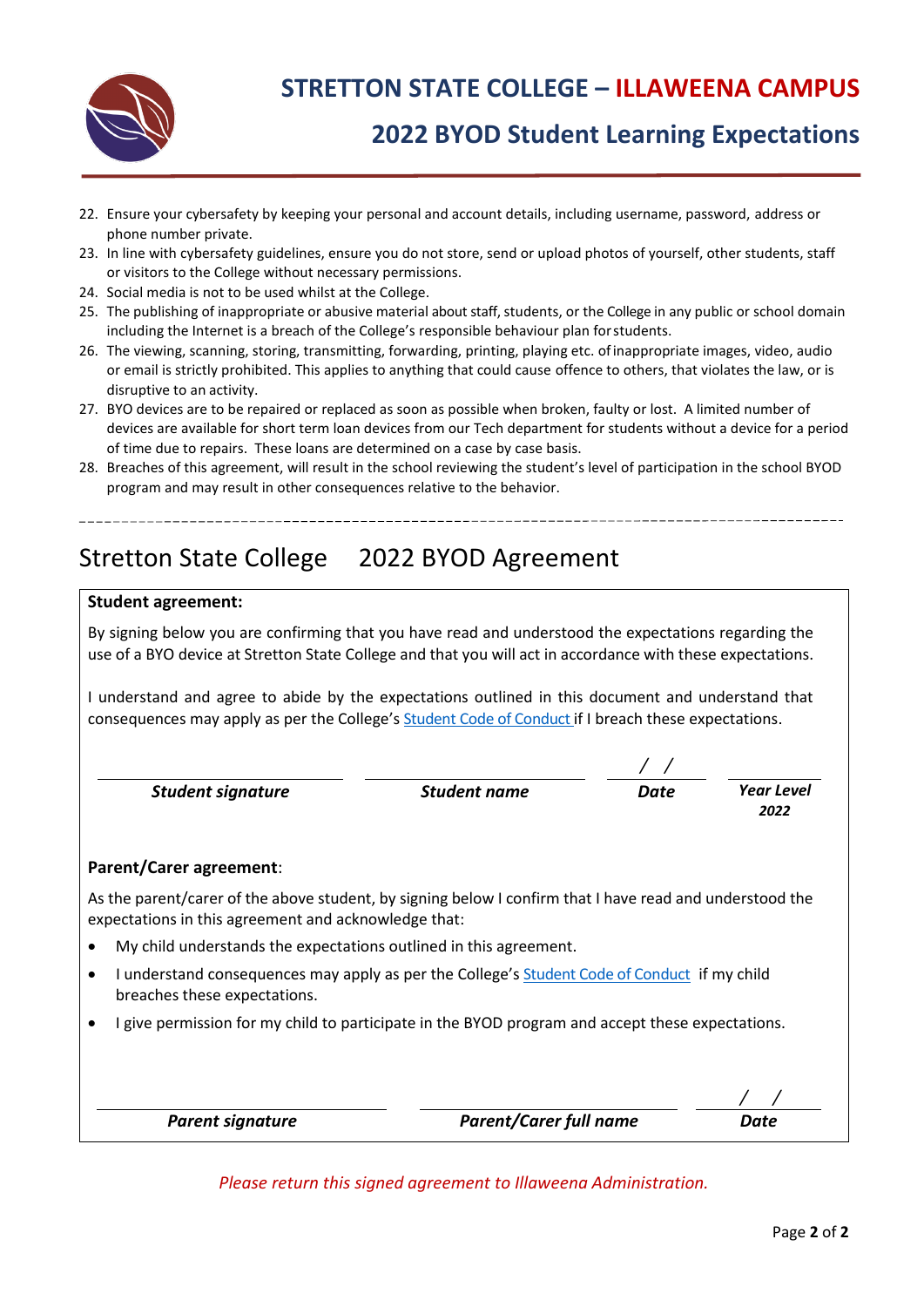# STRETTON STATE COLLEGE – ILLAWEENA CAMPUS

## 2022 BYOD Student Learning Expectations

22. Ensure your cybersafety by keeping your personal and account details, including username, password, address or phone number private.
23. In line with cybersafety guidelines, ensure you do not store, send or upload photos of yourself, other students, staff or visitors to the College without necessary permissions.
24. Social media is not to be used whilst at the College.
25. The publishing of inappropriate or abusive material about staff, students, or the College in any public or school domain including the Internet is a breach of the College's responsible behaviour plan for students.
26. The viewing, scanning, storing, transmitting, forwarding, printing, playing etc. of inappropriate images, video, audio or email is strictly prohibited. This applies to anything that could cause offence to others, that violates the law, or is disruptive to an activity.
27. BYO devices are to be repaired or replaced as soon as possible when broken, faulty or lost. A limited number of devices are available for short term loan devices from our Tech department for students without a device for a period of time due to repairs. These loans are determined on a case by case basis.
28. Breaches of this agreement, will result in the school reviewing the student's level of participation in the school BYOD program and may result in other consequences relative to the behavior.

---

## Stretton State College 2022 BYOD Agreement

**Student agreement:**

By signing below you are confirming that you have read and understood the expectations regarding the use of a BYO device at Stretton State College and that you will act in accordance with these expectations.

I understand and agree to abide by the expectations outlined in this document and understand that consequences may apply as per the College's Student Code of Conduct if I breach these expectations.

| ______________________ | ______________________ | / / | ______ |
|---|---|---|---|
| ***Student signature*** | ***Student name*** | ***Date*** | ***Year Level 2022*** |

**Parent/Carer agreement**:

As the parent/carer of the above student, by signing below I confirm that I have read and understood the expectations in this agreement and acknowledge that:

- My child understands the expectations outlined in this agreement.
- I understand consequences may apply as per the College's Student Code of Conduct if my child breaches these expectations.
- I give permission for my child to participate in the BYOD program and accept these expectations.

| ______________________ | ______________________ | / / |
|---|---|---|
| ***Parent signature*** | ***Parent/Carer full name*** | ***Date*** |

*Please return this signed agreement to Illaweena Administration.*